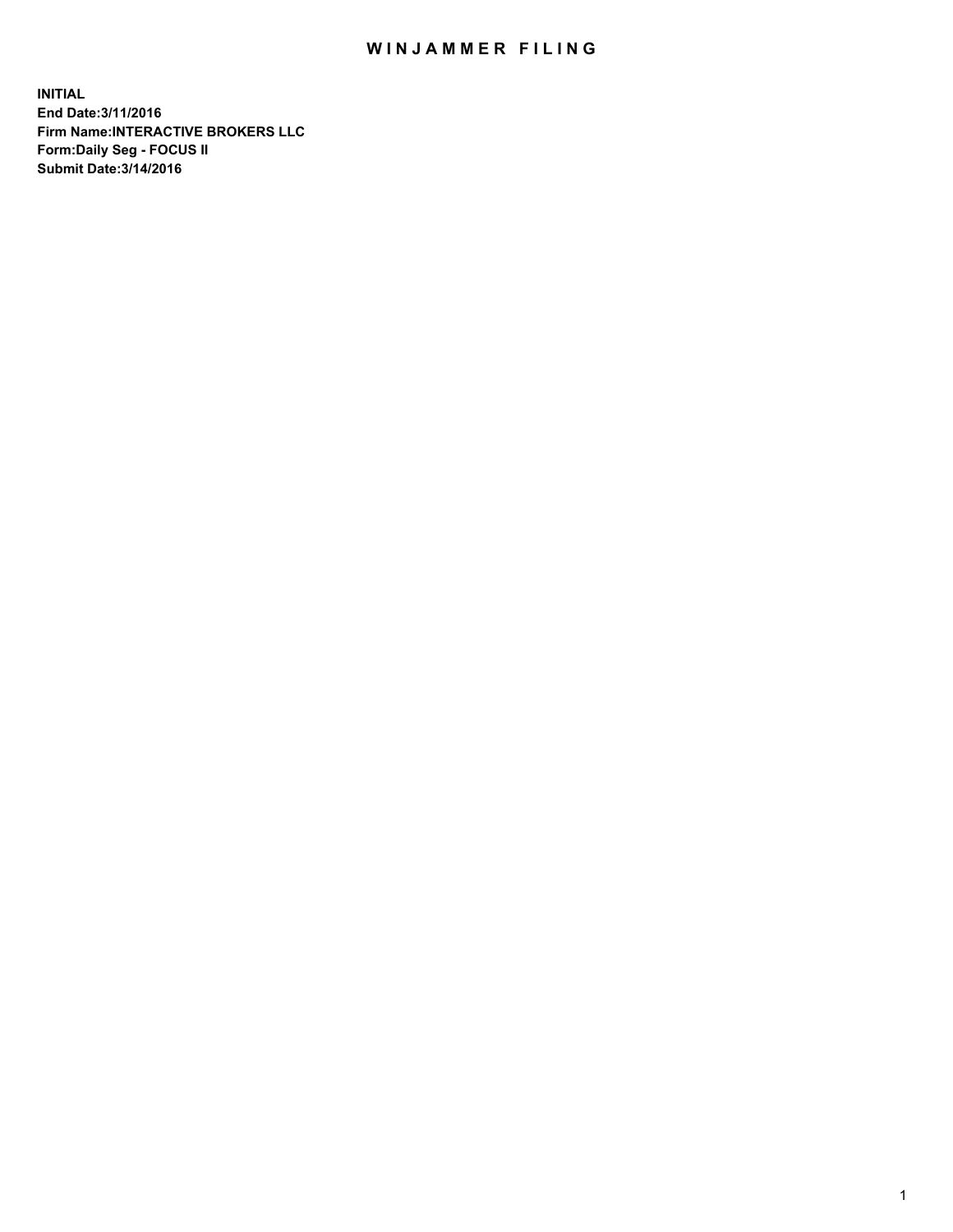# WINJAMMER FILING

**INITIAL**
**End Date:3/11/2016**
**Firm Name:INTERACTIVE BROKERS LLC**
**Form:Daily Seg - FOCUS II**
**Submit Date:3/14/2016**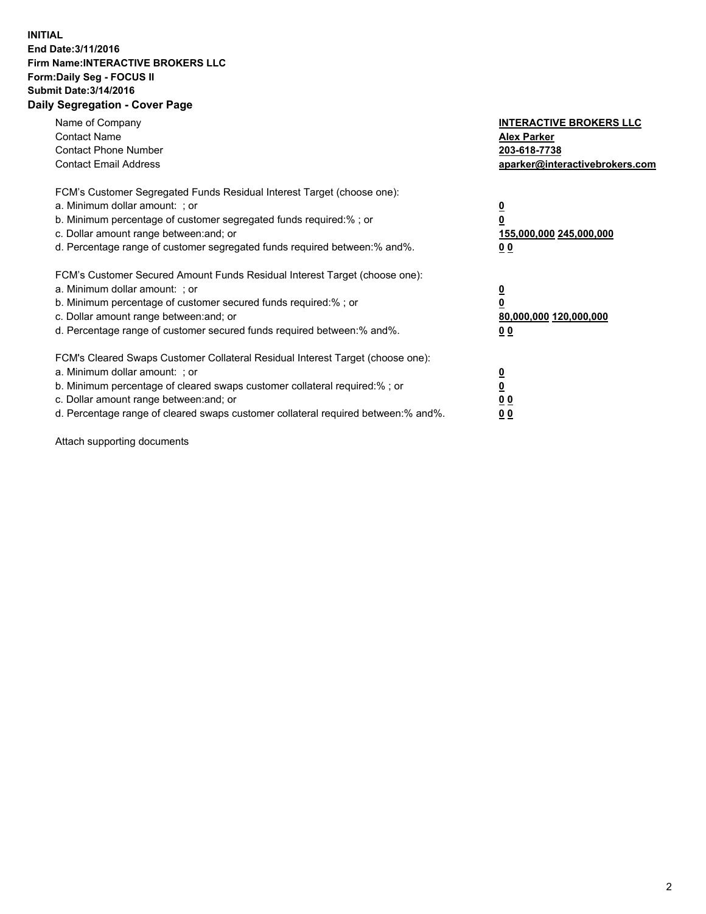**INITIAL**
**End Date:3/11/2016**
**Firm Name:INTERACTIVE BROKERS LLC**
**Form:Daily Seg - FOCUS II**
**Submit Date:3/14/2016**

**Daily Segregation - Cover Page**

| | |
|---|---|
| Name of Company | **INTERACTIVE BROKERS LLC** |
| Contact Name | **Alex Parker** |
| Contact Phone Number | **203-618-7738** |
| Contact Email Address | **aparker@interactivebrokers.com** |

FCM's Customer Segregated Funds Residual Interest Target (choose one):

| | |
|---|---|
| a. Minimum dollar amount: ; or | **0** |
| b. Minimum percentage of customer segregated funds required:% ; or | **0** |
| c. Dollar amount range between:and; or | **155,000,000 245,000,000** |
| d. Percentage range of customer segregated funds required between:% and%. | **0 0** |

FCM's Customer Secured Amount Funds Residual Interest Target (choose one):

| | |
|---|---|
| a. Minimum dollar amount: ; or | **0** |
| b. Minimum percentage of customer secured funds required:% ; or | **0** |
| c. Dollar amount range between:and; or | **80,000,000 120,000,000** |
| d. Percentage range of customer secured funds required between:% and%. | **0 0** |

FCM's Cleared Swaps Customer Collateral Residual Interest Target (choose one):

| | |
|---|---|
| a. Minimum dollar amount: ; or | **0** |
| b. Minimum percentage of cleared swaps customer collateral required:% ; or | **0** |
| c. Dollar amount range between:and; or | **0 0** |
| d. Percentage range of cleared swaps customer collateral required between:% and%. | **0 0** |

Attach supporting documents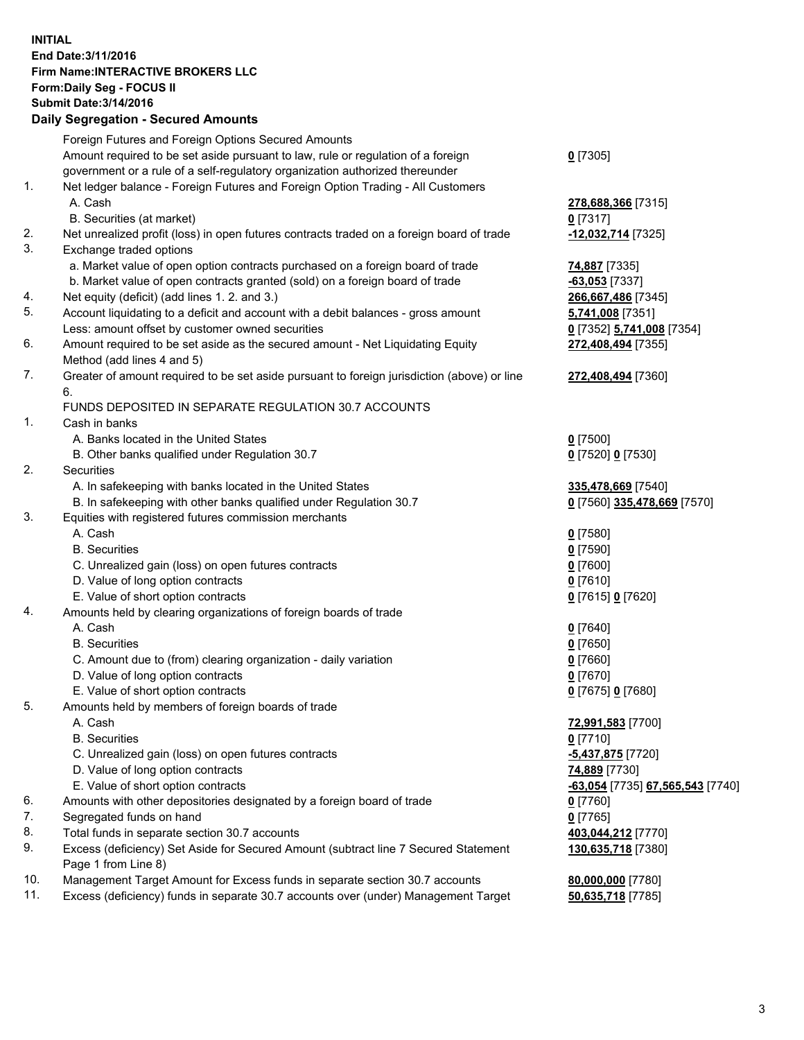**INITIAL**
**End Date:3/11/2016**
**Firm Name:INTERACTIVE BROKERS LLC**
**Form:Daily Seg - FOCUS II**
**Submit Date:3/14/2016**

## Daily Segregation - Secured Amounts

| | | |
|---|---|---|
| | Foreign Futures and Foreign Options Secured Amounts | |
| | Amount required to be set aside pursuant to law, rule or regulation of a foreign government or a rule of a self-regulatory organization authorized thereunder | **0** [7305] |
| 1. | Net ledger balance - Foreign Futures and Foreign Option Trading - All Customers | |
| | A. Cash | **278,688,366** [7315] |
| | B. Securities (at market) | **0** [7317] |
| 2. | Net unrealized profit (loss) in open futures contracts traded on a foreign board of trade | **-12,032,714** [7325] |
| 3. | Exchange traded options | |
| | a. Market value of open option contracts purchased on a foreign board of trade | **74,887** [7335] |
| | b. Market value of open contracts granted (sold) on a foreign board of trade | **-63,053** [7337] |
| 4. | Net equity (deficit) (add lines 1. 2. and 3.) | **266,667,486** [7345] |
| 5. | Account liquidating to a deficit and account with a debit balances - gross amount | **5,741,008** [7351] |
| | Less: amount offset by customer owned securities | **0** [7352] **5,741,008** [7354] |
| 6. | Amount required to be set aside as the secured amount - Net Liquidating Equity Method (add lines 4 and 5) | **272,408,494** [7355] |
| 7. | Greater of amount required to be set aside pursuant to foreign jurisdiction (above) or line 6. | **272,408,494** [7360] |
| | FUNDS DEPOSITED IN SEPARATE REGULATION 30.7 ACCOUNTS | |
| 1. | Cash in banks | |
| | A. Banks located in the United States | **0** [7500] |
| | B. Other banks qualified under Regulation 30.7 | **0** [7520] **0** [7530] |
| 2. | Securities | |
| | A. In safekeeping with banks located in the United States | **335,478,669** [7540] |
| | B. In safekeeping with other banks qualified under Regulation 30.7 | **0** [7560] **335,478,669** [7570] |
| 3. | Equities with registered futures commission merchants | |
| | A. Cash | **0** [7580] |
| | B. Securities | **0** [7590] |
| | C. Unrealized gain (loss) on open futures contracts | **0** [7600] |
| | D. Value of long option contracts | **0** [7610] |
| | E. Value of short option contracts | **0** [7615] **0** [7620] |
| 4. | Amounts held by clearing organizations of foreign boards of trade | |
| | A. Cash | **0** [7640] |
| | B. Securities | **0** [7650] |
| | C. Amount due to (from) clearing organization - daily variation | **0** [7660] |
| | D. Value of long option contracts | **0** [7670] |
| | E. Value of short option contracts | **0** [7675] **0** [7680] |
| 5. | Amounts held by members of foreign boards of trade | |
| | A. Cash | **72,991,583** [7700] |
| | B. Securities | **0** [7710] |
| | C. Unrealized gain (loss) on open futures contracts | **-5,437,875** [7720] |
| | D. Value of long option contracts | **74,889** [7730] |
| | E. Value of short option contracts | **-63,054** [7735] **67,565,543** [7740] |
| 6. | Amounts with other depositories designated by a foreign board of trade | **0** [7760] |
| 7. | Segregated funds on hand | **0** [7765] |
| 8. | Total funds in separate section 30.7 accounts | **403,044,212** [7770] |
| 9. | Excess (deficiency) Set Aside for Secured Amount (subtract line 7 Secured Statement Page 1 from Line 8) | **130,635,718** [7380] |
| 10. | Management Target Amount for Excess funds in separate section 30.7 accounts | **80,000,000** [7780] |
| 11. | Excess (deficiency) funds in separate 30.7 accounts over (under) Management Target | **50,635,718** [7785] |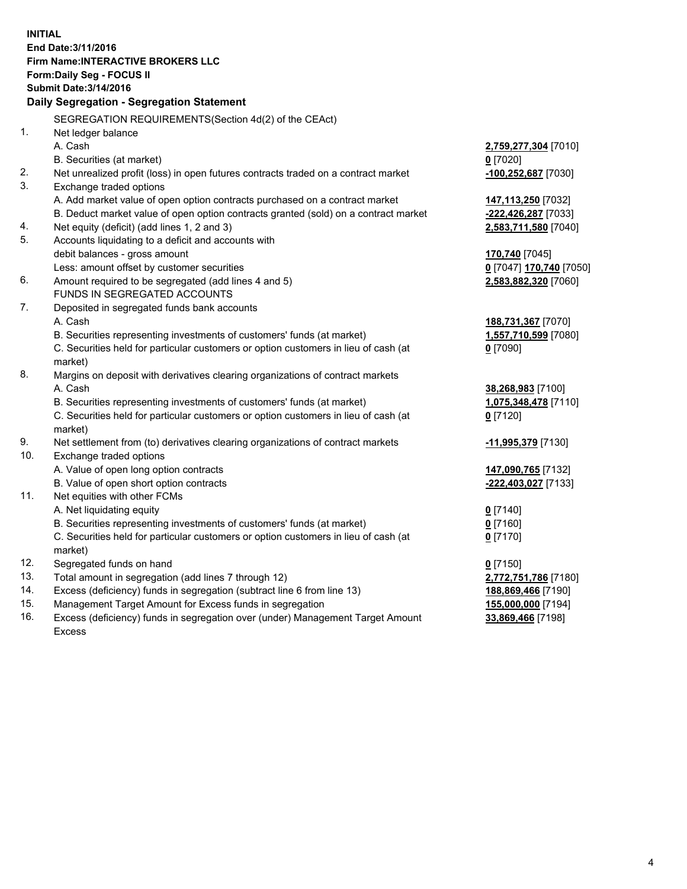**INITIAL**
**End Date:3/11/2016**
**Firm Name:INTERACTIVE BROKERS LLC**
**Form:Daily Seg - FOCUS II**
**Submit Date:3/14/2016**

**Daily Segregation - Segregation Statement**

| | | |
|---|---|---|
| | SEGREGATION REQUIREMENTS(Section 4d(2) of the CEAct) | |
| 1. | Net ledger balance | |
| | A. Cash | **2,759,277,304** [7010] |
| | B. Securities (at market) | **0** [7020] |
| 2. | Net unrealized profit (loss) in open futures contracts traded on a contract market | **-100,252,687** [7030] |
| 3. | Exchange traded options | |
| | A. Add market value of open option contracts purchased on a contract market | **147,113,250** [7032] |
| | B. Deduct market value of open option contracts granted (sold) on a contract market | **-222,426,287** [7033] |
| 4. | Net equity (deficit) (add lines 1, 2 and 3) | **2,583,711,580** [7040] |
| 5. | Accounts liquidating to a deficit and accounts with | |
| | debit balances - gross amount | **170,740** [7045] |
| | Less: amount offset by customer securities | **0** [7047] **170,740** [7050] |
| 6. | Amount required to be segregated (add lines 4 and 5) | **2,583,882,320** [7060] |
| | FUNDS IN SEGREGATED ACCOUNTS | |
| 7. | Deposited in segregated funds bank accounts | |
| | A. Cash | **188,731,367** [7070] |
| | B. Securities representing investments of customers' funds (at market) | **1,557,710,599** [7080] |
| | C. Securities held for particular customers or option customers in lieu of cash (at market) | **0** [7090] |
| 8. | Margins on deposit with derivatives clearing organizations of contract markets | |
| | A. Cash | **38,268,983** [7100] |
| | B. Securities representing investments of customers' funds (at market) | **1,075,348,478** [7110] |
| | C. Securities held for particular customers or option customers in lieu of cash (at market) | **0** [7120] |
| 9. | Net settlement from (to) derivatives clearing organizations of contract markets | **-11,995,379** [7130] |
| 10. | Exchange traded options | |
| | A. Value of open long option contracts | **147,090,765** [7132] |
| | B. Value of open short option contracts | **-222,403,027** [7133] |
| 11. | Net equities with other FCMs | |
| | A. Net liquidating equity | **0** [7140] |
| | B. Securities representing investments of customers' funds (at market) | **0** [7160] |
| | C. Securities held for particular customers or option customers in lieu of cash (at market) | **0** [7170] |
| 12. | Segregated funds on hand | **0** [7150] |
| 13. | Total amount in segregation (add lines 7 through 12) | **2,772,751,786** [7180] |
| 14. | Excess (deficiency) funds in segregation (subtract line 6 from line 13) | **188,869,466** [7190] |
| 15. | Management Target Amount for Excess funds in segregation | **155,000,000** [7194] |
| 16. | Excess (deficiency) funds in segregation over (under) Management Target Amount Excess | **33,869,466** [7198] |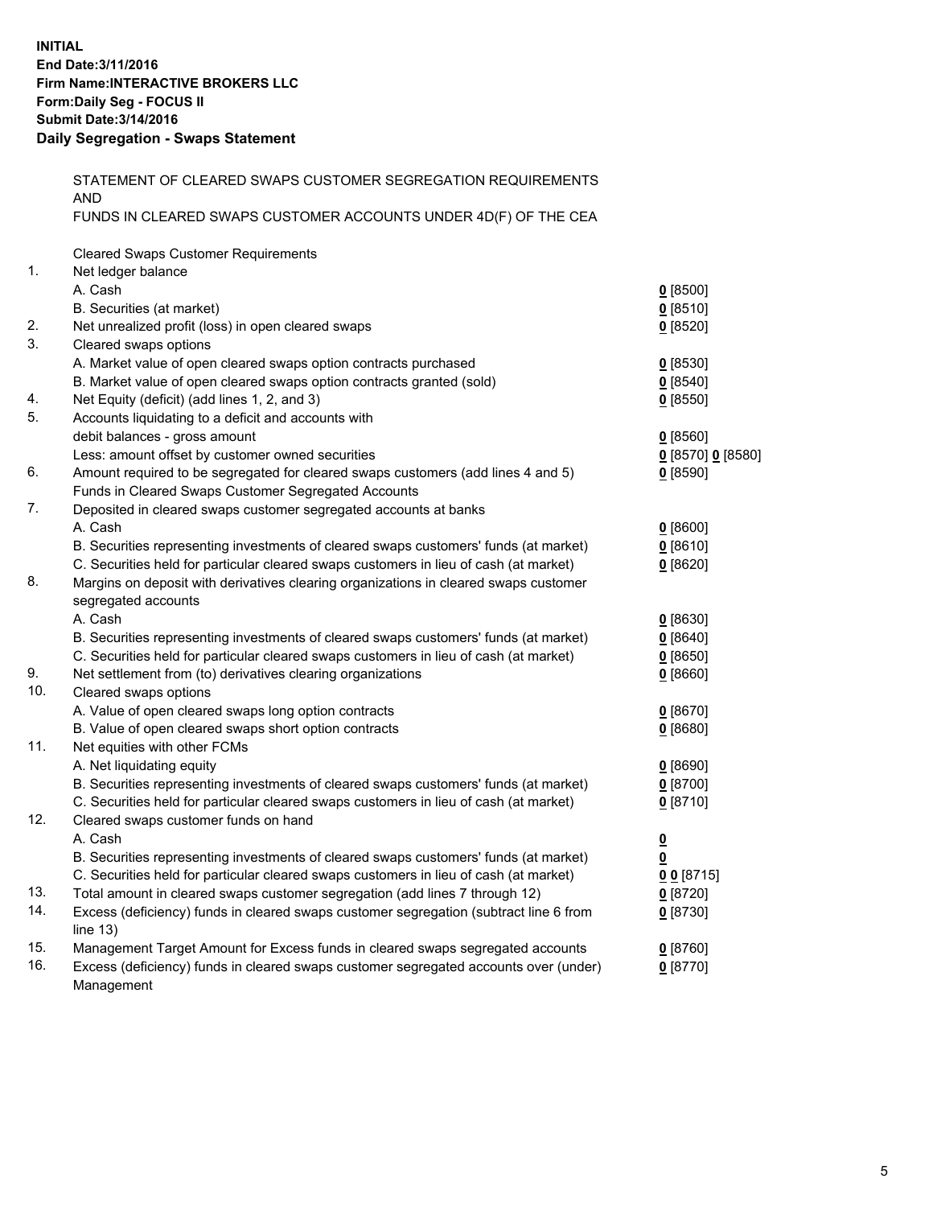**INITIAL**
**End Date:3/11/2016**
**Firm Name:INTERACTIVE BROKERS LLC**
**Form:Daily Seg - FOCUS II**
**Submit Date:3/14/2016**
**Daily Segregation - Swaps Statement**

STATEMENT OF CLEARED SWAPS CUSTOMER SEGREGATION REQUIREMENTS AND FUNDS IN CLEARED SWAPS CUSTOMER ACCOUNTS UNDER 4D(F) OF THE CEA

| | | |
|---|---|---|
| | Cleared Swaps Customer Requirements | |
| 1. | Net ledger balance | |
| | A. Cash | 0 [8500] |
| | B. Securities (at market) | 0 [8510] |
| 2. | Net unrealized profit (loss) in open cleared swaps | 0 [8520] |
| 3. | Cleared swaps options | |
| | A. Market value of open cleared swaps option contracts purchased | 0 [8530] |
| | B. Market value of open cleared swaps option contracts granted (sold) | 0 [8540] |
| 4. | Net Equity (deficit) (add lines 1, 2, and 3) | 0 [8550] |
| 5. | Accounts liquidating to a deficit and accounts with debit balances - gross amount | 0 [8560] |
| | Less: amount offset by customer owned securities | 0 [8570] 0 [8580] |
| 6. | Amount required to be segregated for cleared swaps customers (add lines 4 and 5) | 0 [8590] |
| | Funds in Cleared Swaps Customer Segregated Accounts | |
| 7. | Deposited in cleared swaps customer segregated accounts at banks | |
| | A. Cash | 0 [8600] |
| | B. Securities representing investments of cleared swaps customers' funds (at market) | 0 [8610] |
| | C. Securities held for particular cleared swaps customers in lieu of cash (at market) | 0 [8620] |
| 8. | Margins on deposit with derivatives clearing organizations in cleared swaps customer segregated accounts | |
| | A. Cash | 0 [8630] |
| | B. Securities representing investments of cleared swaps customers' funds (at market) | 0 [8640] |
| | C. Securities held for particular cleared swaps customers in lieu of cash (at market) | 0 [8650] |
| 9. | Net settlement from (to) derivatives clearing organizations | 0 [8660] |
| 10. | Cleared swaps options | |
| | A. Value of open cleared swaps long option contracts | 0 [8670] |
| | B. Value of open cleared swaps short option contracts | 0 [8680] |
| 11. | Net equities with other FCMs | |
| | A. Net liquidating equity | 0 [8690] |
| | B. Securities representing investments of cleared swaps customers' funds (at market) | 0 [8700] |
| | C. Securities held for particular cleared swaps customers in lieu of cash (at market) | 0 [8710] |
| 12. | Cleared swaps customer funds on hand | |
| | A. Cash | 0 |
| | B. Securities representing investments of cleared swaps customers' funds (at market) | 0 |
| | C. Securities held for particular cleared swaps customers in lieu of cash (at market) | 0 0 [8715] |
| 13. | Total amount in cleared swaps customer segregation (add lines 7 through 12) | 0 [8720] |
| 14. | Excess (deficiency) funds in cleared swaps customer segregation (subtract line 6 from line 13) | 0 [8730] |
| 15. | Management Target Amount for Excess funds in cleared swaps segregated accounts | 0 [8760] |
| 16. | Excess (deficiency) funds in cleared swaps customer segregated accounts over (under) Management | 0 [8770] |